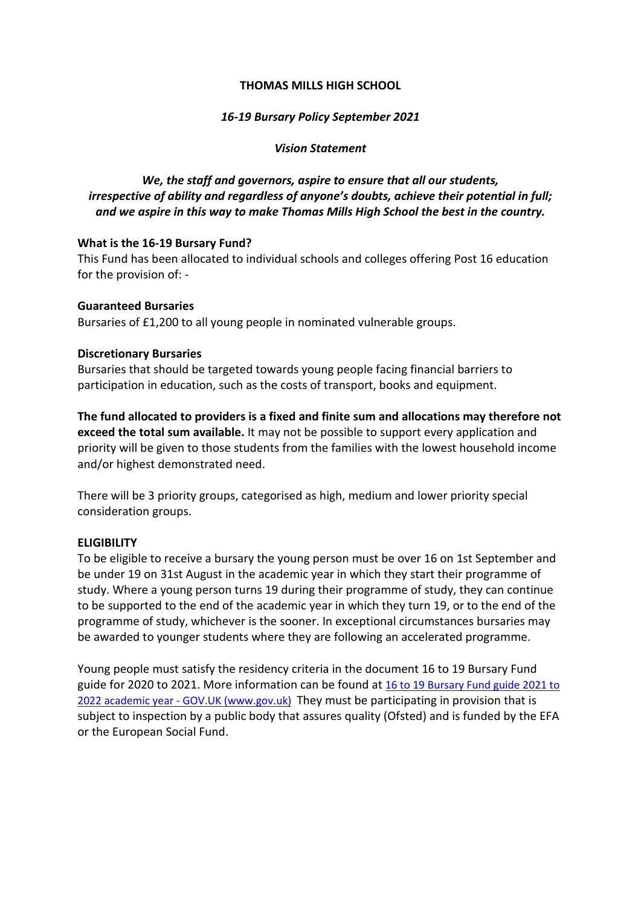# THOMAS MILLS HIGH SCHOOL

*16-19 Bursary Policy September 2021*

*Vision Statement*

***We, the staff and governors, aspire to ensure that all our students, irrespective of ability and regardless of anyone's doubts, achieve their potential in full; and we aspire in this way to make Thomas Mills High School the best in the country.***

**What is the 16-19 Bursary Fund?**

This Fund has been allocated to individual schools and colleges offering Post 16 education for the provision of: -

**Guaranteed Bursaries**

Bursaries of £1,200 to all young people in nominated vulnerable groups.

**Discretionary Bursaries**

Bursaries that should be targeted towards young people facing financial barriers to participation in education, such as the costs of transport, books and equipment.

**The fund allocated to providers is a fixed and finite sum and allocations may therefore not exceed the total sum available.** It may not be possible to support every application and priority will be given to those students from the families with the lowest household income and/or highest demonstrated need.

There will be 3 priority groups, categorised as high, medium and lower priority special consideration groups.

**ELIGIBILITY**

To be eligible to receive a bursary the young person must be over 16 on 1st September and be under 19 on 31st August in the academic year in which they start their programme of study. Where a young person turns 19 during their programme of study, they can continue to be supported to the end of the academic year in which they turn 19, or to the end of the programme of study, whichever is the sooner. In exceptional circumstances bursaries may be awarded to younger students where they are following an accelerated programme.

Young people must satisfy the residency criteria in the document 16 to 19 Bursary Fund guide for 2020 to 2021. More information can be found at [16 to 19 Bursary Fund guide 2021 to 2022 academic year - GOV.UK (www.gov.uk)](https://www.gov.uk) They must be participating in provision that is subject to inspection by a public body that assures quality (Ofsted) and is funded by the EFA or the European Social Fund.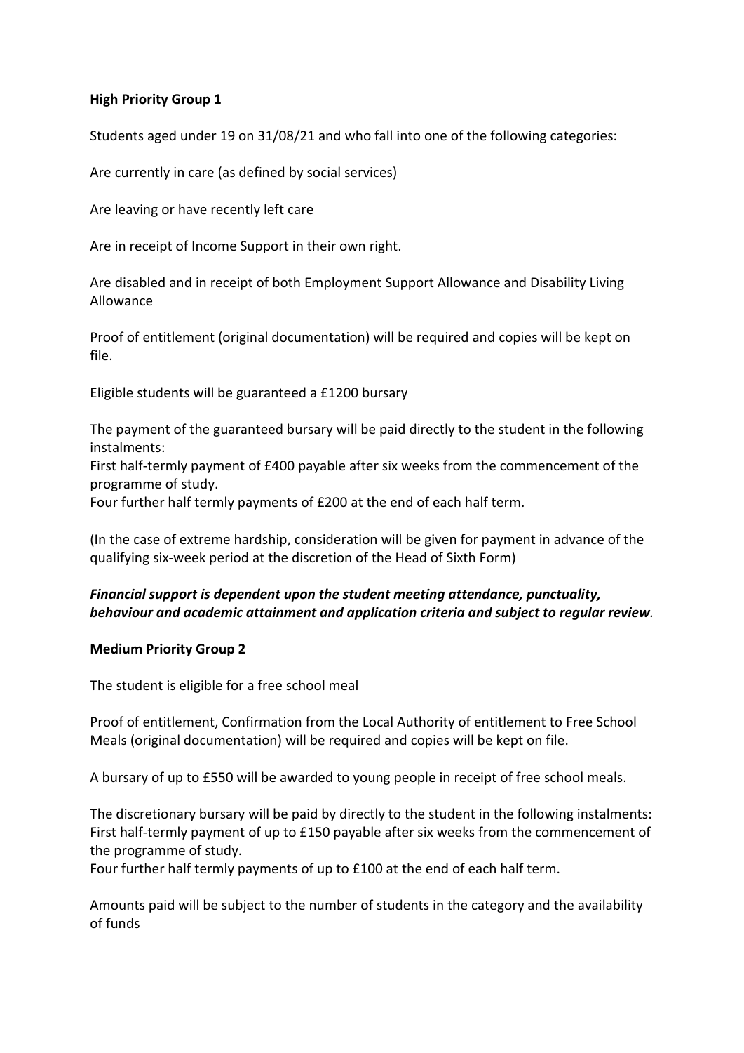**High Priority Group 1**

Students aged under 19 on 31/08/21 and who fall into one of the following categories:

Are currently in care (as defined by social services)

Are leaving or have recently left care

Are in receipt of Income Support in their own right.

Are disabled and in receipt of both Employment Support Allowance and Disability Living Allowance

Proof of entitlement (original documentation) will be required and copies will be kept on file.

Eligible students will be guaranteed a £1200 bursary

The payment of the guaranteed bursary will be paid directly to the student in the following instalments:
First half-termly payment of £400 payable after six weeks from the commencement of the programme of study.
Four further half termly payments of £200 at the end of each half term.

(In the case of extreme hardship, consideration will be given for payment in advance of the qualifying six-week period at the discretion of the Head of Sixth Form)

***Financial support is dependent upon the student meeting attendance, punctuality, behaviour and academic attainment and application criteria and subject to regular review.***

**Medium Priority Group 2**

The student is eligible for a free school meal

Proof of entitlement, Confirmation from the Local Authority of entitlement to Free School Meals (original documentation) will be required and copies will be kept on file.

A bursary of up to £550 will be awarded to young people in receipt of free school meals.

The discretionary bursary will be paid by directly to the student in the following instalments:
First half-termly payment of up to £150 payable after six weeks from the commencement of the programme of study.
Four further half termly payments of up to £100 at the end of each half term.

Amounts paid will be subject to the number of students in the category and the availability of funds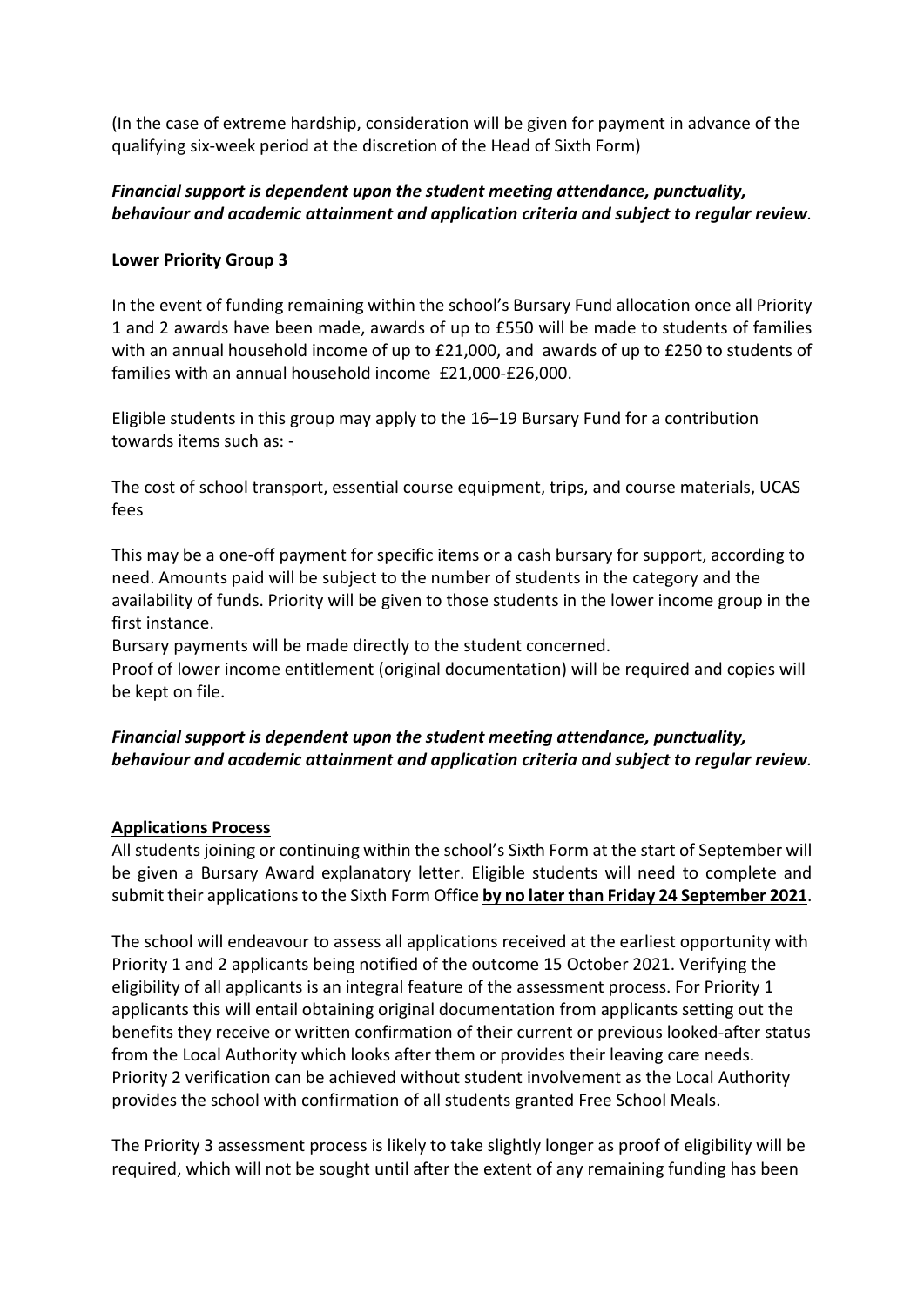(In the case of extreme hardship, consideration will be given for payment in advance of the qualifying six-week period at the discretion of the Head of Sixth Form)

***Financial support is dependent upon the student meeting attendance, punctuality, behaviour and academic attainment and application criteria and subject to regular review**.*

**Lower Priority Group 3**

In the event of funding remaining within the school's Bursary Fund allocation once all Priority 1 and 2 awards have been made, awards of up to £550 will be made to students of families with an annual household income of up to £21,000, and awards of up to £250 to students of families with an annual household income £21,000-£26,000.

Eligible students in this group may apply to the 16–19 Bursary Fund for a contribution towards items such as: -

The cost of school transport, essential course equipment, trips, and course materials, UCAS fees

This may be a one-off payment for specific items or a cash bursary for support, according to need. Amounts paid will be subject to the number of students in the category and the availability of funds. Priority will be given to those students in the lower income group in the first instance.

Bursary payments will be made directly to the student concerned.

Proof of lower income entitlement (original documentation) will be required and copies will be kept on file.

***Financial support is dependent upon the student meeting attendance, punctuality, behaviour and academic attainment and application criteria and subject to regular review**.*

**Applications Process**

All students joining or continuing within the school's Sixth Form at the start of September will be given a Bursary Award explanatory letter. Eligible students will need to complete and submit their applications to the Sixth Form Office **by no later than Friday 24 September 2021**.

The school will endeavour to assess all applications received at the earliest opportunity with Priority 1 and 2 applicants being notified of the outcome 15 October 2021. Verifying the eligibility of all applicants is an integral feature of the assessment process. For Priority 1 applicants this will entail obtaining original documentation from applicants setting out the benefits they receive or written confirmation of their current or previous looked-after status from the Local Authority which looks after them or provides their leaving care needs. Priority 2 verification can be achieved without student involvement as the Local Authority provides the school with confirmation of all students granted Free School Meals.

The Priority 3 assessment process is likely to take slightly longer as proof of eligibility will be required, which will not be sought until after the extent of any remaining funding has been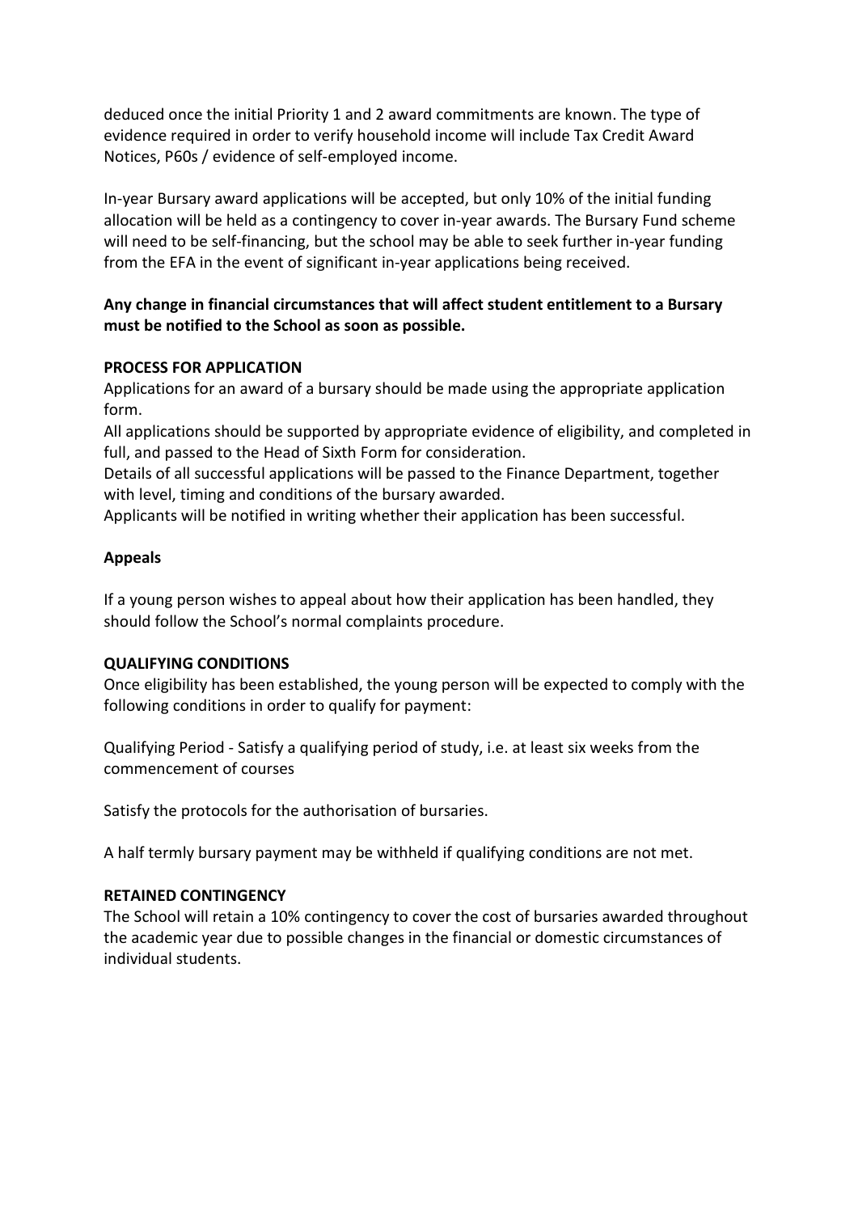deduced once the initial Priority 1 and 2 award commitments are known. The type of evidence required in order to verify household income will include Tax Credit Award Notices, P60s / evidence of self-employed income.

In-year Bursary award applications will be accepted, but only 10% of the initial funding allocation will be held as a contingency to cover in-year awards. The Bursary Fund scheme will need to be self-financing, but the school may be able to seek further in-year funding from the EFA in the event of significant in-year applications being received.

**Any change in financial circumstances that will affect student entitlement to a Bursary must be notified to the School as soon as possible.**

**PROCESS FOR APPLICATION**

Applications for an award of a bursary should be made using the appropriate application form.

All applications should be supported by appropriate evidence of eligibility, and completed in full, and passed to the Head of Sixth Form for consideration.

Details of all successful applications will be passed to the Finance Department, together with level, timing and conditions of the bursary awarded.

Applicants will be notified in writing whether their application has been successful.

**Appeals**

If a young person wishes to appeal about how their application has been handled, they should follow the School's normal complaints procedure.

**QUALIFYING CONDITIONS**

Once eligibility has been established, the young person will be expected to comply with the following conditions in order to qualify for payment:

Qualifying Period - Satisfy a qualifying period of study, i.e. at least six weeks from the commencement of courses

Satisfy the protocols for the authorisation of bursaries.

A half termly bursary payment may be withheld if qualifying conditions are not met.

**RETAINED CONTINGENCY**

The School will retain a 10% contingency to cover the cost of bursaries awarded throughout the academic year due to possible changes in the financial or domestic circumstances of individual students.